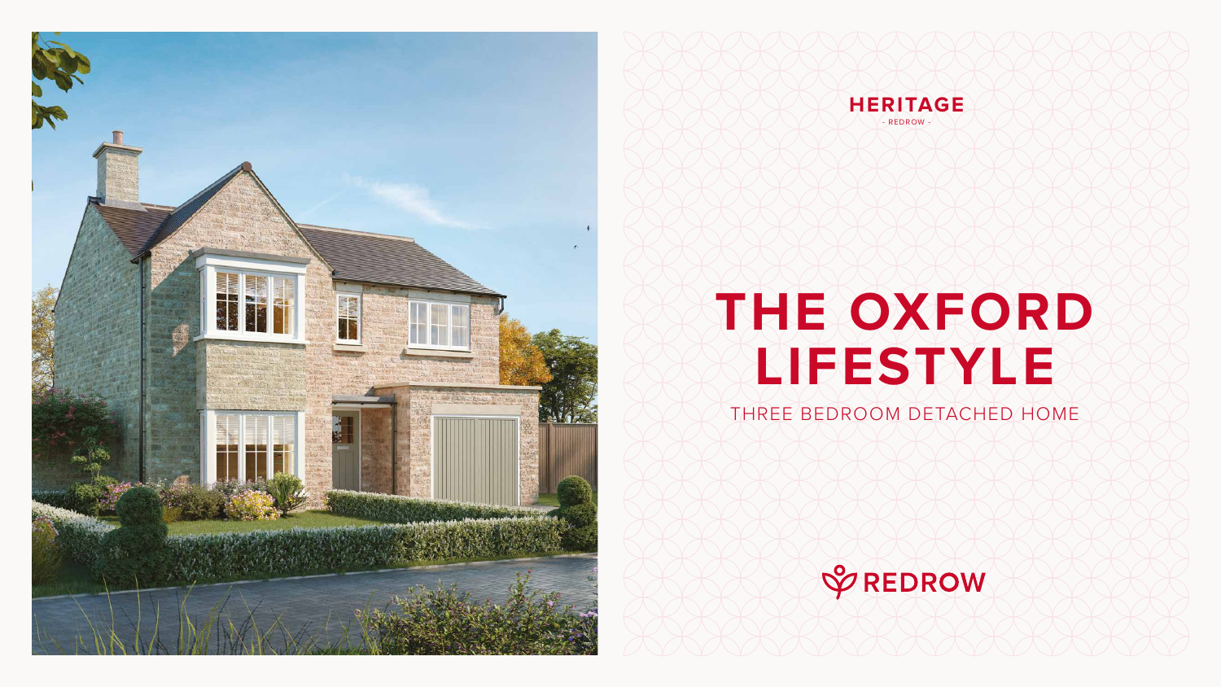HERITAGE
- REDROW -

# THE OXFORD LIFESTYLE

THREE BEDROOM DETACHED HOME

REDROW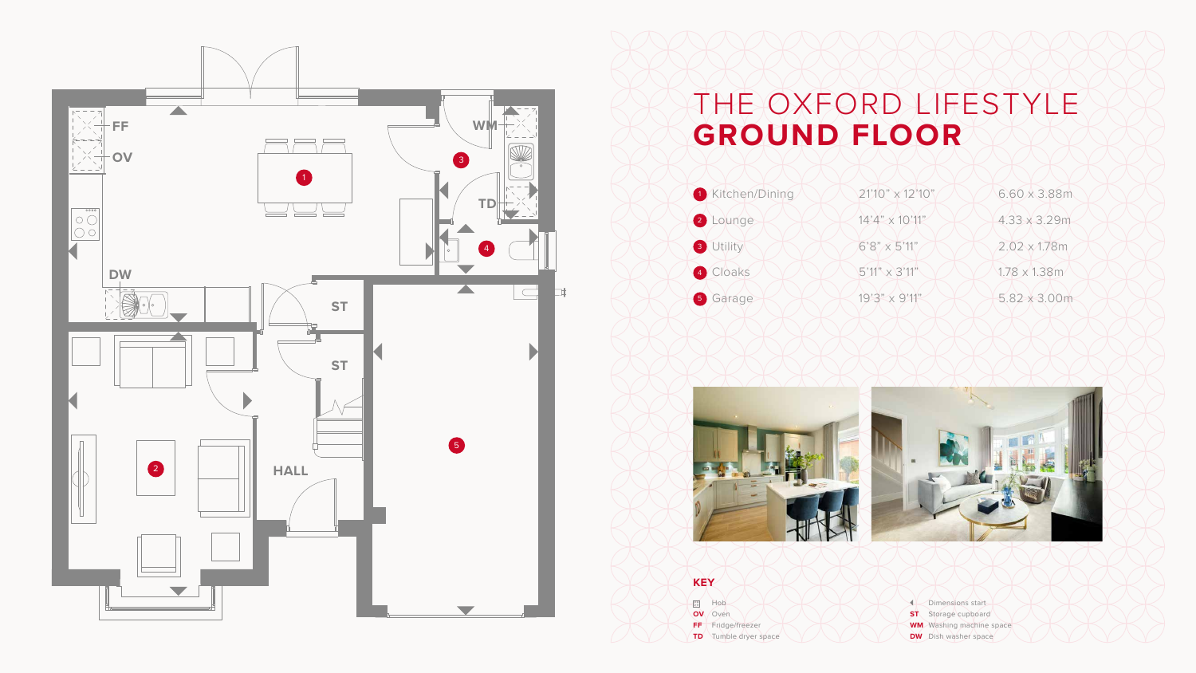# THE OXFORD LIFESTYLE
# **GROUND FLOOR**

| | | |
|---|---|---|
| 1 Kitchen/Dining | 21'10" x 12'10" | 6.60 x 3.88m |
| 2 Lounge | 14'4" x 10'11" | 4.33 x 3.29m |
| 3 Utility | 6'8" x 5'11" | 2.02 x 1.78m |
| 4 Cloaks | 5'11" x 3'11" | 1.78 x 1.38m |
| 5 Garage | 19'3" x 9'11" | 5.82 x 3.00m |

**KEY**

- Hob
- **OV** Oven
- **FF** Fridge/freezer
- **TD** Tumble dryer space
- ◄ Dimensions start
- **ST** Storage cupboard
- **WM** Washing machine space
- **DW** Dish washer space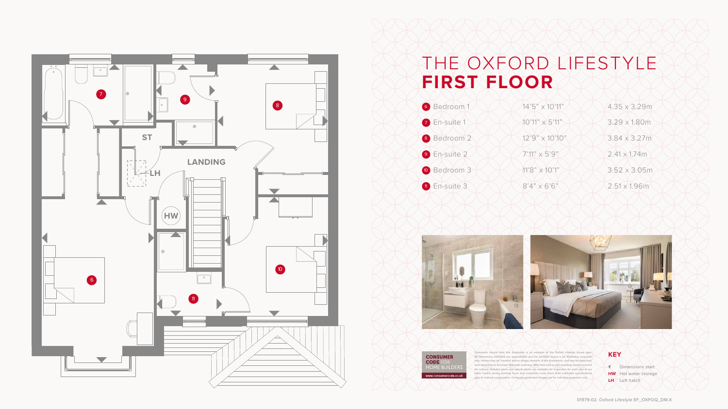# THE OXFORD LIFESTYLE
## FIRST FLOOR

| | | |
|---|---|---|
| 6 Bedroom 1 | 14'5" x 10'11" | 4.35 x 3.29m |
| 7 En-suite 1 | 10'11" x 5'11" | 3.29 x 1.80m |
| 8 Bedroom 2 | 12'9" x 10'10" | 3.84 x 3.27m |
| 9 En-suite 2 | 7'11" x 5'9" | 2.41 x 1.74m |
| 10 Bedroom 3 | 11'8" x 10'1" | 3.52 x 3.05m |
| 11 En-suite 3 | 8'4" x 6'6" | 2.51 x 1.96m |

ST

LANDING

LH

HW

CONSUMER CODE FOR HOME BUILDERS

www.consumercode.co.uk

Customers should note this illustration is an example of the Oxford Lifestyle house type. All dimensions indicated are approximate and the furniture layout is for illustrative purposes only. Homes may be 'handed' (mirror image) versions of the illustrations, and may be detached, semi-detached or terraced. Materials used may differ from plot to plot including render and roof tile colours. Detailed plans and specifications are available for inspection for each plot at our Sales Centre during working hours and customers must check their individual specifications prior to making a reservation. Computer generated images are for indicative purposes only.

**KEY**

◄ Dimensions start

**HW** Hot water storage

**LH** Loft hatch

01979-02. Oxford Lifestyle EF_OXFOQ_DM.X